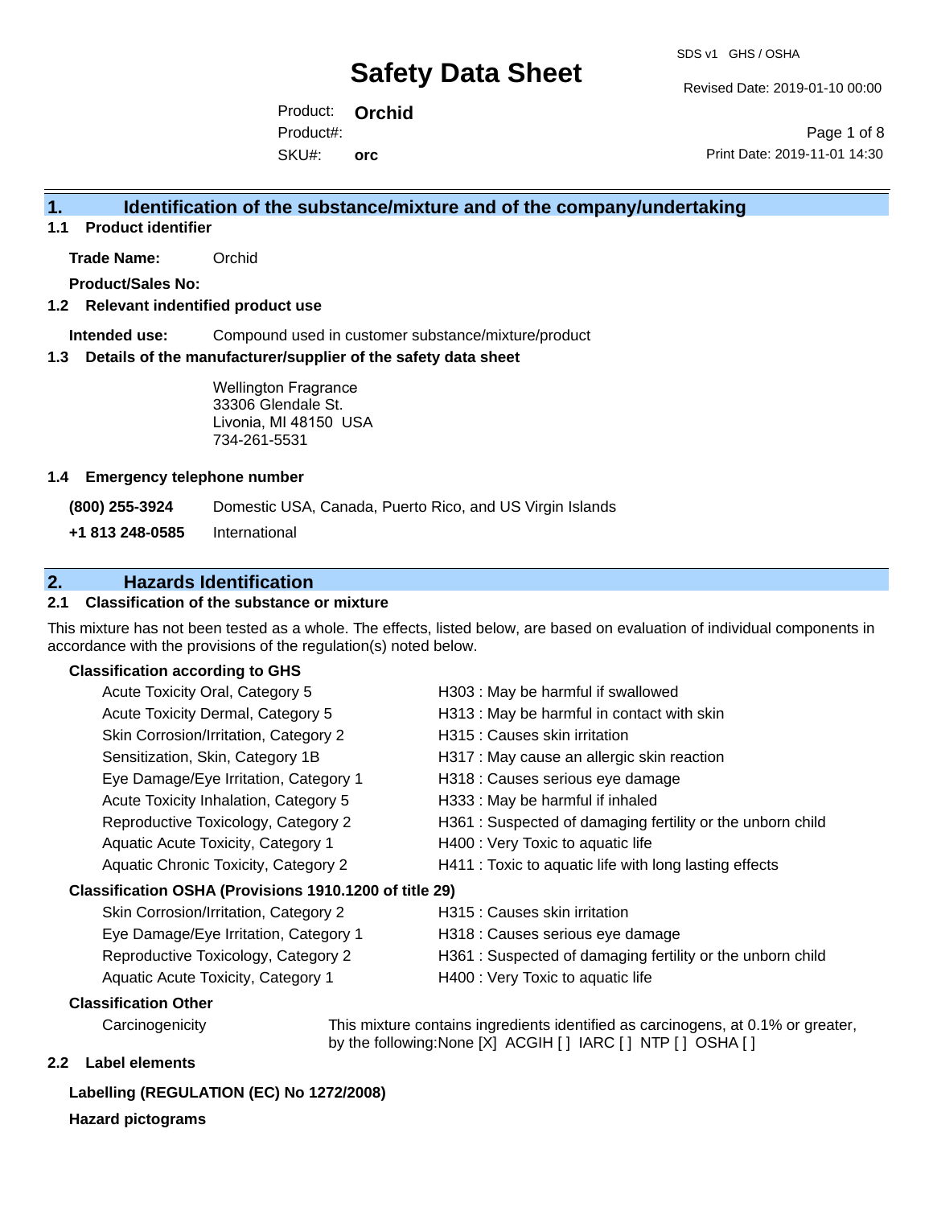# Safety Data Sheet

SDS v1 GHS / OSHA

Revised Date: 2019-01-10 00:00

Product: **Orchid**
Product#:
SKU#: **orc**

Print Date: 2019-11-01 14:30

## 1. Identification of the substance/mixture and of the company/undertaking

### 1.1 Product identifier

**Trade Name:** Orchid

**Product/Sales No:**

### 1.2 Relevant indentified product use

**Intended use:** Compound used in customer substance/mixture/product

### 1.3 Details of the manufacturer/supplier of the safety data sheet

Wellington Fragrance
33306 Glendale St.
Livonia, MI 48150 USA
734-261-5531

### 1.4 Emergency telephone number

| | |
|---|---|
| **(800) 255-3924** | Domestic USA, Canada, Puerto Rico, and US Virgin Islands |
| **+1 813 248-0585** | International |

## 2. Hazards Identification

### 2.1 Classification of the substance or mixture

This mixture has not been tested as a whole. The effects, listed below, are based on evaluation of individual components in accordance with the provisions of the regulation(s) noted below.

**Classification according to GHS**

| | |
|---|---|
| Acute Toxicity Oral, Category 5 | H303 : May be harmful if swallowed |
| Acute Toxicity Dermal, Category 5 | H313 : May be harmful in contact with skin |
| Skin Corrosion/Irritation, Category 2 | H315 : Causes skin irritation |
| Sensitization, Skin, Category 1B | H317 : May cause an allergic skin reaction |
| Eye Damage/Eye Irritation, Category 1 | H318 : Causes serious eye damage |
| Acute Toxicity Inhalation, Category 5 | H333 : May be harmful if inhaled |
| Reproductive Toxicology, Category 2 | H361 : Suspected of damaging fertility or the unborn child |
| Aquatic Acute Toxicity, Category 1 | H400 : Very Toxic to aquatic life |
| Aquatic Chronic Toxicity, Category 2 | H411 : Toxic to aquatic life with long lasting effects |

**Classification OSHA (Provisions 1910.1200 of title 29)**

| | |
|---|---|
| Skin Corrosion/Irritation, Category 2 | H315 : Causes skin irritation |
| Eye Damage/Eye Irritation, Category 1 | H318 : Causes serious eye damage |
| Reproductive Toxicology, Category 2 | H361 : Suspected of damaging fertility or the unborn child |
| Aquatic Acute Toxicity, Category 1 | H400 : Very Toxic to aquatic life |

**Classification Other**

Carcinogenicity: This mixture contains ingredients identified as carcinogens, at 0.1% or greater, by the following:None [X] ACGIH [ ] IARC [ ] NTP [ ] OSHA [ ]

### 2.2 Label elements

**Labelling (REGULATION (EC) No 1272/2008)**

**Hazard pictograms**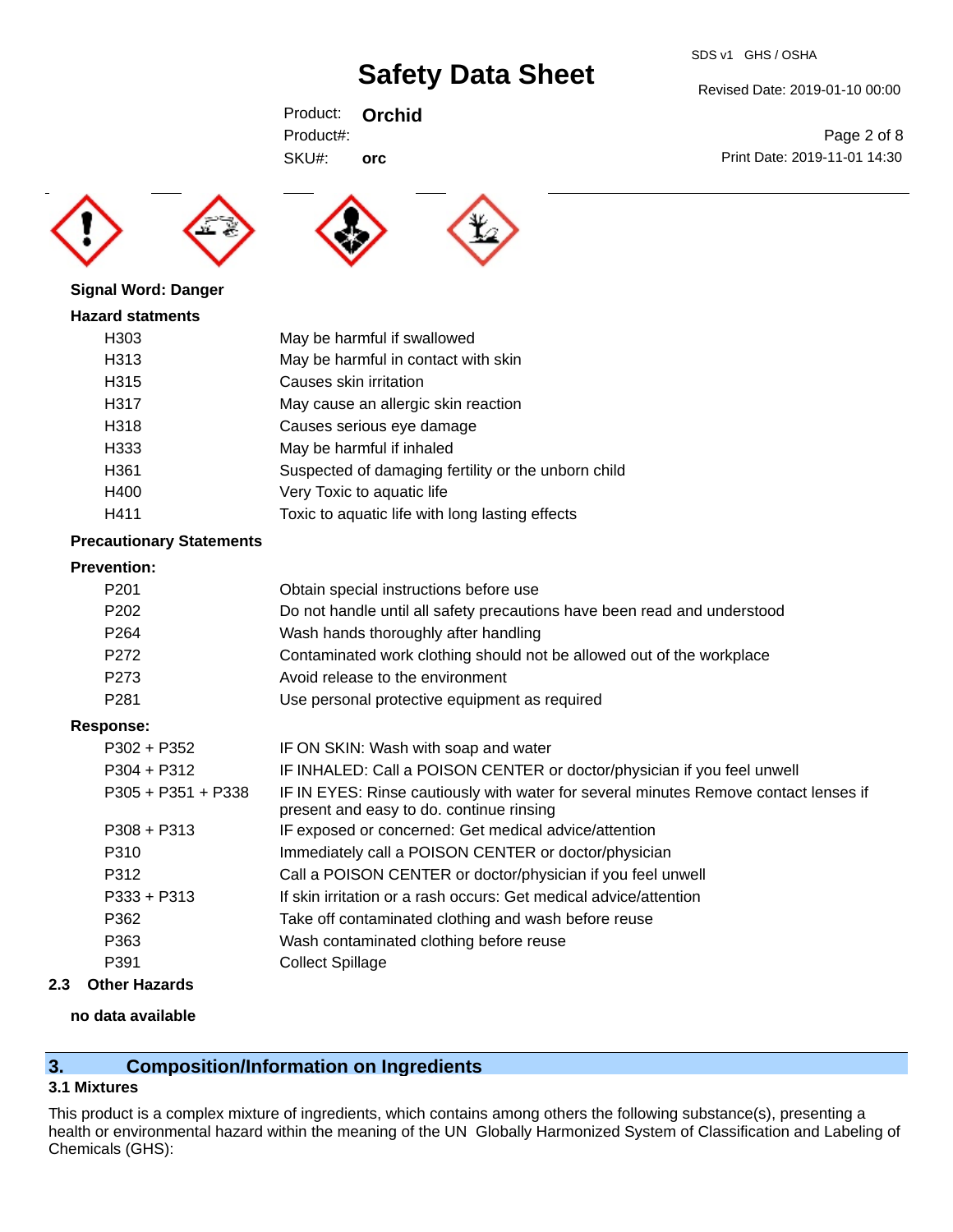Signal Word: Danger

**Hazard statments**

| | |
|---|---|
| H303 | May be harmful if swallowed |
| H313 | May be harmful in contact with skin |
| H315 | Causes skin irritation |
| H317 | May cause an allergic skin reaction |
| H318 | Causes serious eye damage |
| H333 | May be harmful if inhaled |
| H361 | Suspected of damaging fertility or the unborn child |
| H400 | Very Toxic to aquatic life |
| H411 | Toxic to aquatic life with long lasting effects |

**Precautionary Statements**

**Prevention:**

| | |
|---|---|
| P201 | Obtain special instructions before use |
| P202 | Do not handle until all safety precautions have been read and understood |
| P264 | Wash hands thoroughly after handling |
| P272 | Contaminated work clothing should not be allowed out of the workplace |
| P273 | Avoid release to the environment |
| P281 | Use personal protective equipment as required |

**Response:**

| | |
|---|---|
| P302 + P352 | IF ON SKIN: Wash with soap and water |
| P304 + P312 | IF INHALED: Call a POISON CENTER or doctor/physician if you feel unwell |
| P305 + P351 + P338 | IF IN EYES: Rinse cautiously with water for several minutes Remove contact lenses if present and easy to do. continue rinsing |
| P308 + P313 | IF exposed or concerned: Get medical advice/attention |
| P310 | Immediately call a POISON CENTER or doctor/physician |
| P312 | Call a POISON CENTER or doctor/physician if you feel unwell |
| P333 + P313 | If skin irritation or a rash occurs: Get medical advice/attention |
| P362 | Take off contaminated clothing and wash before reuse |
| P363 | Wash contaminated clothing before reuse |
| P391 | Collect Spillage |

### 2.3 Other Hazards

**no data available**

## 3. Composition/Information on Ingredients

### 3.1 Mixtures

This product is a complex mixture of ingredients, which contains among others the following substance(s), presenting a health or environmental hazard within the meaning of the UN Globally Harmonized System of Classification and Labeling of Chemicals (GHS):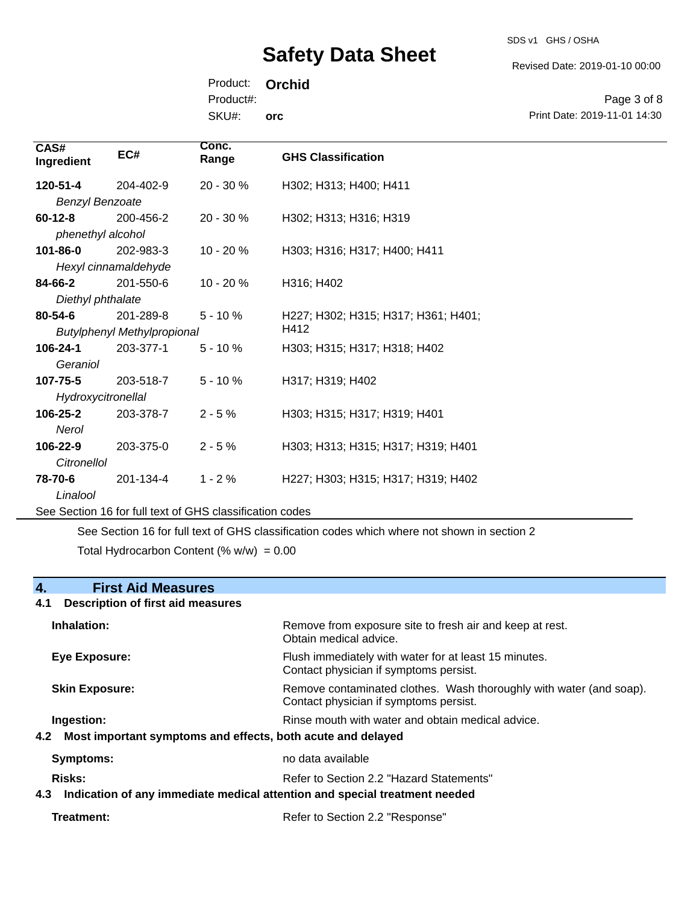| CAS# Ingredient | EC# | Conc. Range | GHS Classification |
| --- | --- | --- | --- |
| **120-51-4** *Benzyl Benzoate* | 204-402-9 | 20 - 30 % | H302; H313; H400; H411 |
| **60-12-8** *phenethyl alcohol* | 200-456-2 | 20 - 30 % | H302; H313; H316; H319 |
| **101-86-0** *Hexyl cinnamaldehyde* | 202-983-3 | 10 - 20 % | H303; H316; H317; H400; H411 |
| **84-66-2** *Diethyl phthalate* | 201-550-6 | 10 - 20 % | H316; H402 |
| **80-54-6** *Butylphenyl Methylpropional* | 201-289-8 | 5 - 10 % | H227; H302; H315; H317; H361; H401; H412 |
| **106-24-1** *Geraniol* | 203-377-1 | 5 - 10 % | H303; H315; H317; H318; H402 |
| **107-75-5** *Hydroxycitronellal* | 203-518-7 | 5 - 10 % | H317; H319; H402 |
| **106-25-2** *Nerol* | 203-378-7 | 2 - 5 % | H303; H315; H317; H319; H401 |
| **106-22-9** *Citronellol* | 203-375-0 | 2 - 5 % | H303; H313; H315; H317; H319; H401 |
| **78-70-6** *Linalool* | 201-134-4 | 1 - 2 % | H227; H303; H315; H317; H319; H402 |

See Section 16 for full text of GHS classification codes

See Section 16 for full text of GHS classification codes which where not shown in section 2

Total Hydrocarbon Content (% w/w) = 0.00

## 4. First Aid Measures

### 4.1 Description of first aid measures

**Inhalation:** Remove from exposure site to fresh air and keep at rest. Obtain medical advice.

**Eye Exposure:** Flush immediately with water for at least 15 minutes. Contact physician if symptoms persist.

**Skin Exposure:** Remove contaminated clothes. Wash thoroughly with water (and soap). Contact physician if symptoms persist.

**Ingestion:** Rinse mouth with water and obtain medical advice.

### 4.2 Most important symptoms and effects, both acute and delayed

**Symptoms:** no data available

**Risks:** Refer to Section 2.2 "Hazard Statements"

### 4.3 Indication of any immediate medical attention and special treatment needed

**Treatment:** Refer to Section 2.2 "Response"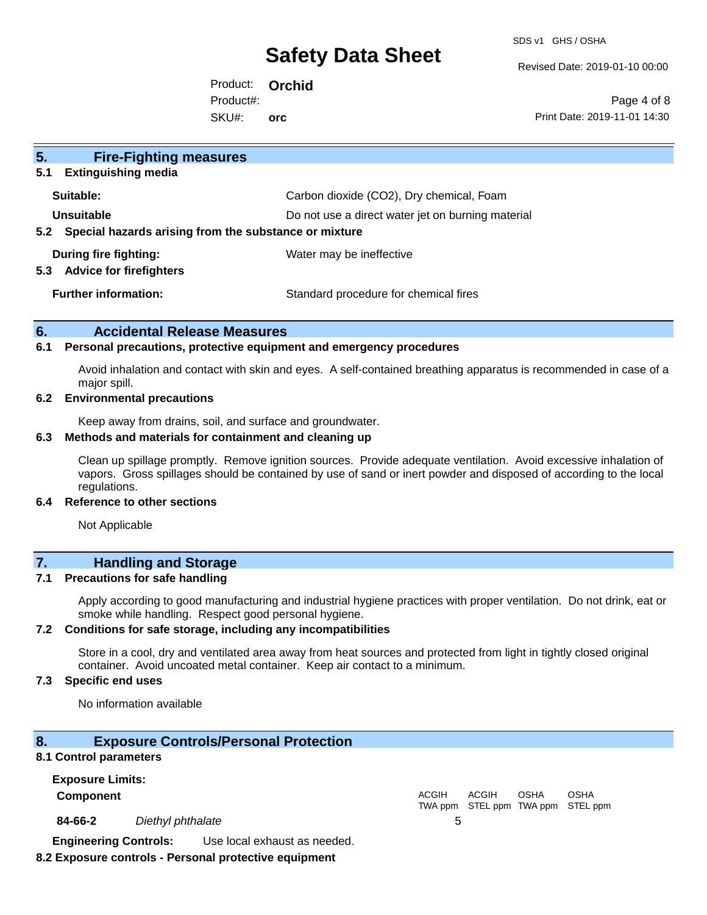## 5. Fire-Fighting measures

### 5.1 Extinguishing media

| | |
|---|---|
| **Suitable:** | Carbon dioxide ($CO_2$), Dry chemical, Foam |
| **Unsuitable** | Do not use a direct water jet on burning material |

### 5.2 Special hazards arising from the substance or mixture

| | |
|---|---|
| **During fire fighting:** | Water may be ineffective |

### 5.3 Advice for firefighters

| | |
|---|---|
| **Further information:** | Standard procedure for chemical fires |

## 6. Accidental Release Measures

### 6.1 Personal precautions, protective equipment and emergency procedures

Avoid inhalation and contact with skin and eyes. A self-contained breathing apparatus is recommended in case of a major spill.

### 6.2 Environmental precautions

Keep away from drains, soil, and surface and groundwater.

### 6.3 Methods and materials for containment and cleaning up

Clean up spillage promptly. Remove ignition sources. Provide adequate ventilation. Avoid excessive inhalation of vapors. Gross spillages should be contained by use of sand or inert powder and disposed of according to the local regulations.

### 6.4 Reference to other sections

Not Applicable

## 7. Handling and Storage

### 7.1 Precautions for safe handling

Apply according to good manufacturing and industrial hygiene practices with proper ventilation. Do not drink, eat or smoke while handling. Respect good personal hygiene.

### 7.2 Conditions for safe storage, including any incompatibilities

Store in a cool, dry and ventilated area away from heat sources and protected from light in tightly closed original container. Avoid uncoated metal container. Keep air contact to a minimum.

### 7.3 Specific end uses

No information available

## 8. Exposure Controls/Personal Protection

### 8.1 Control parameters

**Exposure Limits:**

| **Component** | | ACGIH TWA ppm | ACGIH STEL ppm | OSHA TWA ppm | OSHA STEL ppm |
|---|---|---|---|---|---|
| **84-66-2** | *Diethyl phthalate* | 5 | | | |

**Engineering Controls:** Use local exhaust as needed.

### 8.2 Exposure controls - Personal protective equipment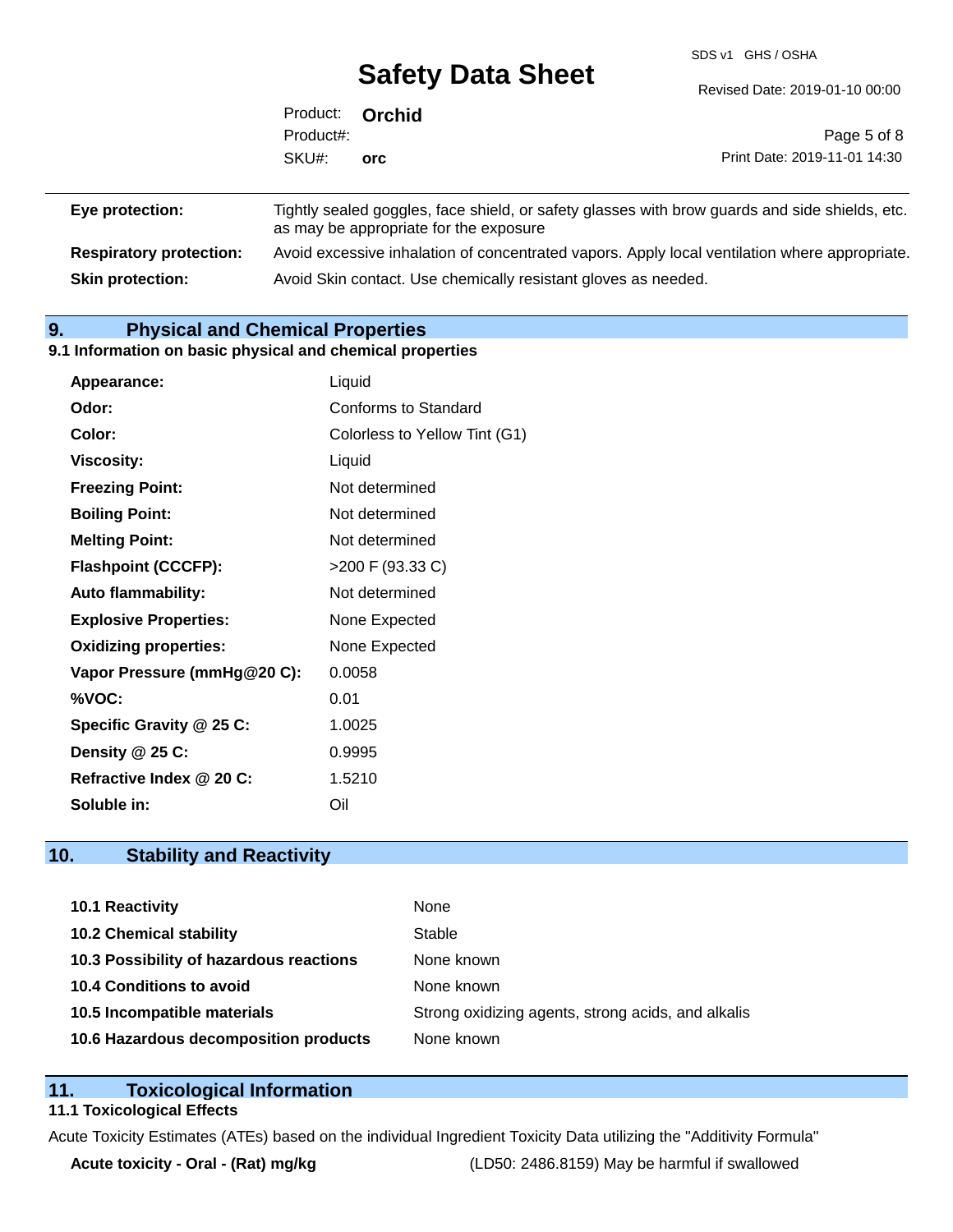| | |
|---|---|
| **Eye protection:** | Tightly sealed goggles, face shield, or safety glasses with brow guards and side shields, etc. as may be appropriate for the exposure |
| **Respiratory protection:** | Avoid excessive inhalation of concentrated vapors. Apply local ventilation where appropriate. |
| **Skin protection:** | Avoid Skin contact. Use chemically resistant gloves as needed. |

## 9. Physical and Chemical Properties

### 9.1 Information on basic physical and chemical properties

| | |
|---|---|
| **Appearance:** | Liquid |
| **Odor:** | Conforms to Standard |
| **Color:** | Colorless to Yellow Tint (G1) |
| **Viscosity:** | Liquid |
| **Freezing Point:** | Not determined |
| **Boiling Point:** | Not determined |
| **Melting Point:** | Not determined |
| **Flashpoint (CCCFP):** | >200 F (93.33 C) |
| **Auto flammability:** | Not determined |
| **Explosive Properties:** | None Expected |
| **Oxidizing properties:** | None Expected |
| **Vapor Pressure (mmHg@20 C):** | 0.0058 |
| **%VOC:** | 0.01 |
| **Specific Gravity @ 25 C:** | 1.0025 |
| **Density @ 25 C:** | 0.9995 |
| **Refractive Index @ 20 C:** | 1.5210 |
| **Soluble in:** | Oil |

## 10. Stability and Reactivity

| | |
|---|---|
| **10.1 Reactivity** | None |
| **10.2 Chemical stability** | Stable |
| **10.3 Possibility of hazardous reactions** | None known |
| **10.4 Conditions to avoid** | None known |
| **10.5 Incompatible materials** | Strong oxidizing agents, strong acids, and alkalis |
| **10.6 Hazardous decomposition products** | None known |

## 11. Toxicological Information

### 11.1 Toxicological Effects

Acute Toxicity Estimates (ATEs) based on the individual Ingredient Toxicity Data utilizing the "Additivity Formula"

| | |
|---|---|
| **Acute toxicity - Oral - (Rat) mg/kg** | (LD50: 2486.8159) May be harmful if swallowed |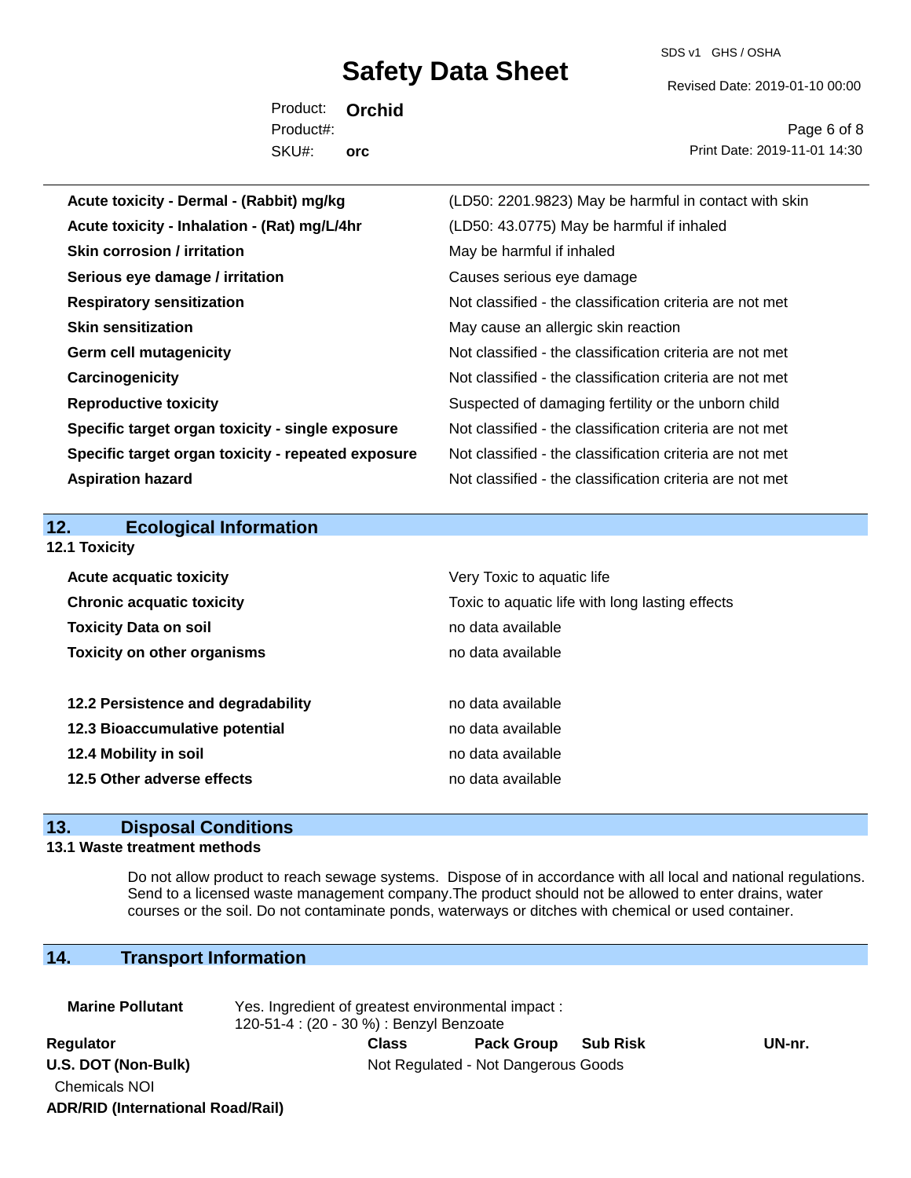| | |
|---|---|
| **Acute toxicity - Dermal - (Rabbit) mg/kg** | (LD50: 2201.9823) May be harmful in contact with skin |
| **Acute toxicity - Inhalation - (Rat) mg/L/4hr** | (LD50: 43.0775) May be harmful if inhaled |
| **Skin corrosion / irritation** | May be harmful if inhaled |
| **Serious eye damage / irritation** | Causes serious eye damage |
| **Respiratory sensitization** | Not classified - the classification criteria are not met |
| **Skin sensitization** | May cause an allergic skin reaction |
| **Germ cell mutagenicity** | Not classified - the classification criteria are not met |
| **Carcinogenicity** | Not classified - the classification criteria are not met |
| **Reproductive toxicity** | Suspected of damaging fertility or the unborn child |
| **Specific target organ toxicity - single exposure** | Not classified - the classification criteria are not met |
| **Specific target organ toxicity - repeated exposure** | Not classified - the classification criteria are not met |
| **Aspiration hazard** | Not classified - the classification criteria are not met |

## 12. Ecological Information

**12.1 Toxicity**

| | |
|---|---|
| **Acute acquatic toxicity** | Very Toxic to aquatic life |
| **Chronic acquatic toxicity** | Toxic to aquatic life with long lasting effects |
| **Toxicity Data on soil** | no data available |
| **Toxicity on other organisms** | no data available |

| | |
|---|---|
| **12.2 Persistence and degradability** | no data available |
| **12.3 Bioaccumulative potential** | no data available |
| **12.4 Mobility in soil** | no data available |
| **12.5 Other adverse effects** | no data available |

## 13. Disposal Conditions

**13.1 Waste treatment methods**

Do not allow product to reach sewage systems. Dispose of in accordance with all local and national regulations. Send to a licensed waste management company.The product should not be allowed to enter drains, water courses or the soil. Do not contaminate ponds, waterways or ditches with chemical or used container.

## 14. Transport Information

**Marine Pollutant** Yes. Ingredient of greatest environmental impact : 120-51-4 : (20 - 30 %) : Benzyl Benzoate

| Regulator | Class | Pack Group | Sub Risk | UN-nr. |
|---|---|---|---|---|
| **U.S. DOT (Non-Bulk)** | Not Regulated - Not Dangerous Goods | | | |
| Chemicals NOI | | | | |
| **ADR/RID (International Road/Rail)** | | | | |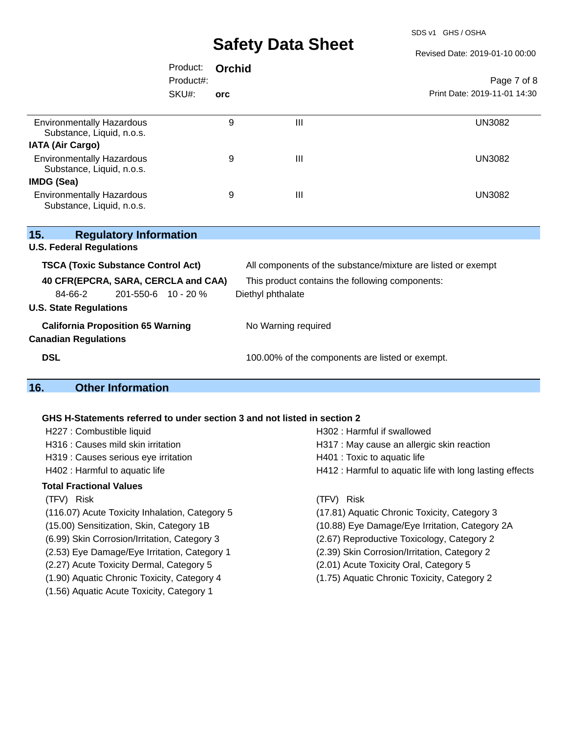| | | | |
|---|---|---|---|
| Environmentally Hazardous Substance, Liquid, n.o.s. | 9 | III | UN3082 |
| **IATA (Air Cargo)** | | | |
| Environmentally Hazardous Substance, Liquid, n.o.s. | 9 | III | UN3082 |
| **IMDG (Sea)** | | | |
| Environmentally Hazardous Substance, Liquid, n.o.s. | 9 | III | UN3082 |

## 15. Regulatory Information

**U.S. Federal Regulations**

**TSCA (Toxic Substance Control Act)** — All components of the substance/mixture are listed or exempt

**40 CFR(EPCRA, SARA, CERCLA and CAA)** — This product contains the following components:

| CAS | EC | % | Name |
|---|---|---|---|
| 84-66-2 | 201-550-6 | 10 - 20 % | Diethyl phthalate |

**U.S. State Regulations**

**California Proposition 65 Warning** — No Warning required

**Canadian Regulations**

**DSL** — 100.00% of the components are listed or exempt.

## 16. Other Information

**GHS H-Statements referred to under section 3 and not listed in section 2**

- H227 : Combustible liquid
- H316 : Causes mild skin irritation
- H319 : Causes serious eye irritation
- H402 : Harmful to aquatic life
- H302 : Harmful if swallowed
- H317 : May cause an allergic skin reaction
- H401 : Toxic to aquatic life
- H412 : Harmful to aquatic life with long lasting effects

**Total Fractional Values**

| (TFV) | Risk | (TFV) | Risk |
|---|---|---|---|
| (116.07) | Acute Toxicity Inhalation, Category 5 | (17.81) | Aquatic Chronic Toxicity, Category 3 |
| (15.00) | Sensitization, Skin, Category 1B | (10.88) | Eye Damage/Eye Irritation, Category 2A |
| (6.99) | Skin Corrosion/Irritation, Category 3 | (2.67) | Reproductive Toxicology, Category 2 |
| (2.53) | Eye Damage/Eye Irritation, Category 1 | (2.39) | Skin Corrosion/Irritation, Category 2 |
| (2.27) | Acute Toxicity Dermal, Category 5 | (2.01) | Acute Toxicity Oral, Category 5 |
| (1.90) | Aquatic Chronic Toxicity, Category 4 | (1.75) | Aquatic Chronic Toxicity, Category 2 |
| (1.56) | Aquatic Acute Toxicity, Category 1 | | |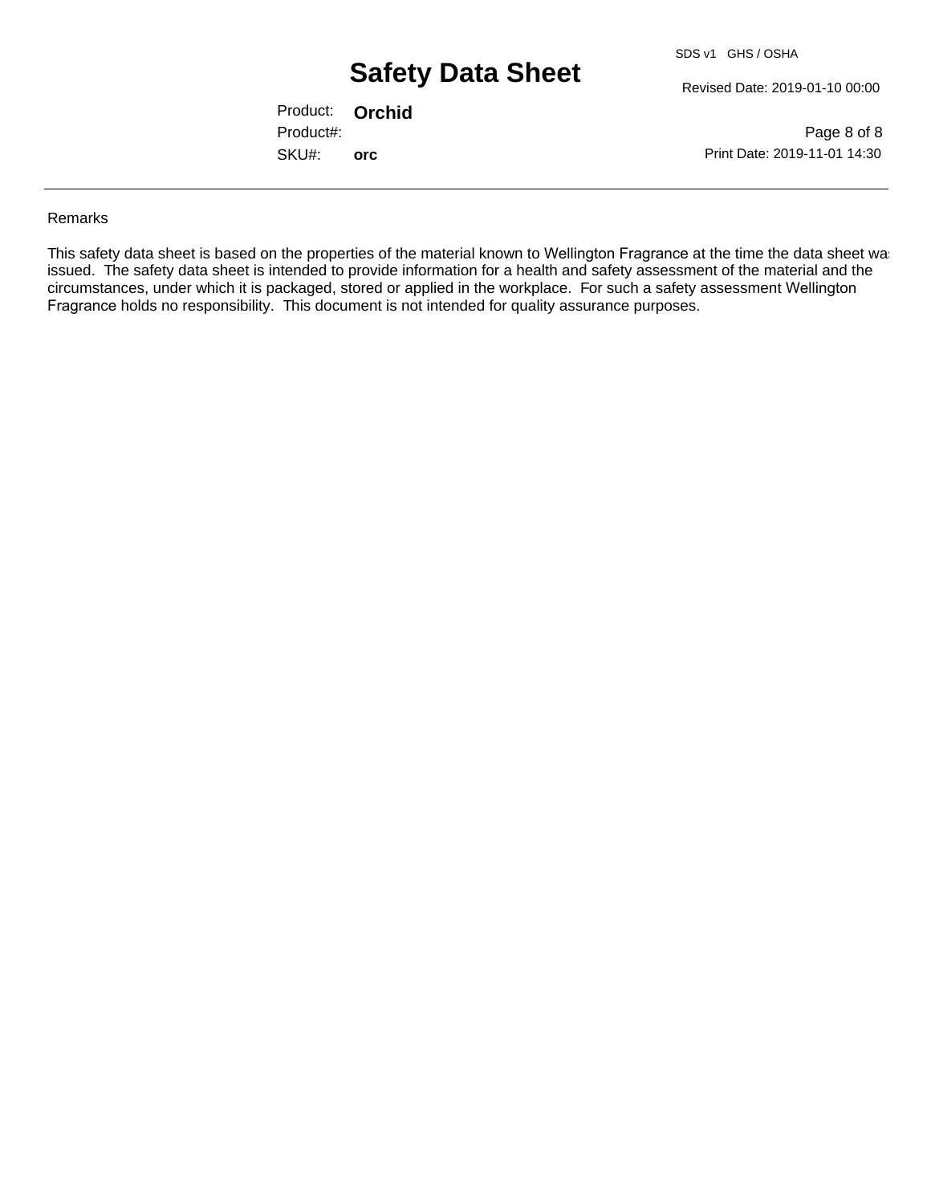Remarks

This safety data sheet is based on the properties of the material known to Wellington Fragrance at the time the data sheet was issued. The safety data sheet is intended to provide information for a health and safety assessment of the material and the circumstances, under which it is packaged, stored or applied in the workplace. For such a safety assessment Wellington Fragrance holds no responsibility. This document is not intended for quality assurance purposes.